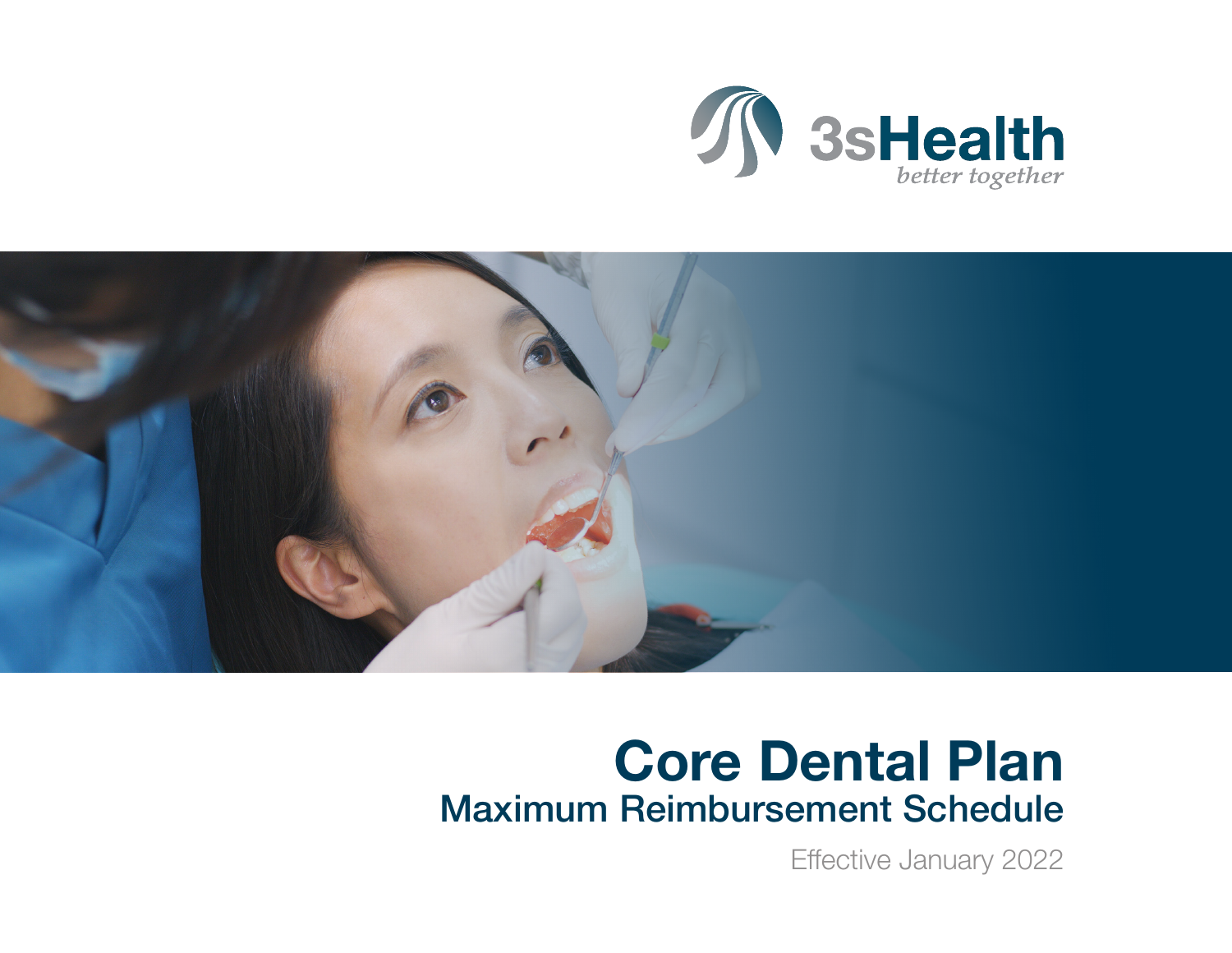3sHealth

*better together*

# Core Dental Plan

## Maximum Reimbursement Schedule

Effective January 2022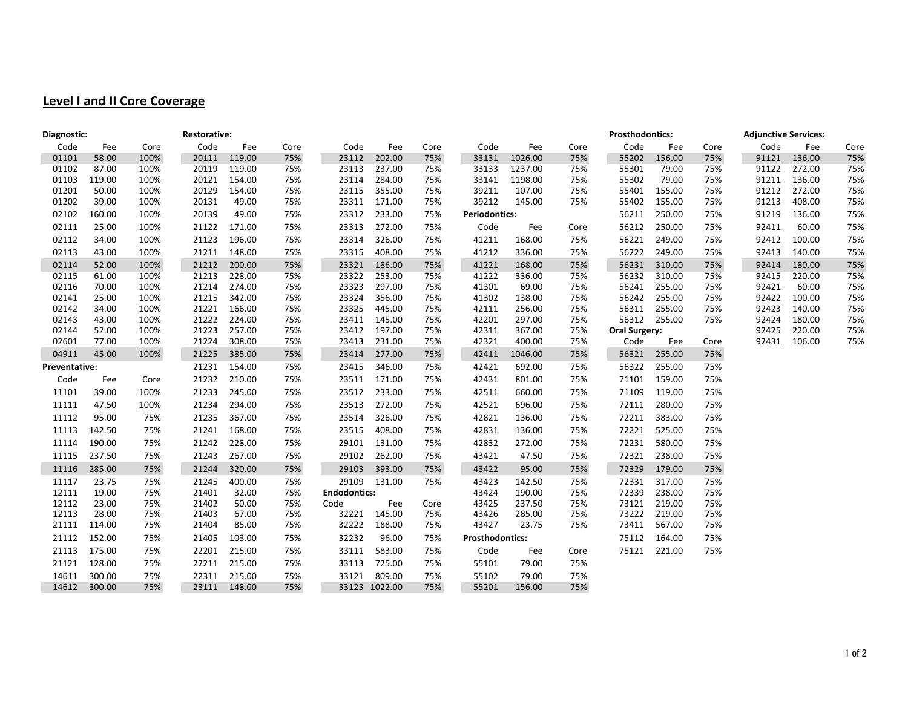## Level I and II Core Coverage

**Diagnostic:**

| Code | Fee | Core |
|---|---|---|
| 01101 | 58.00 | 100% |
| 01102 | 87.00 | 100% |
| 01103 | 119.00 | 100% |
| 01201 | 50.00 | 100% |
| 01202 | 39.00 | 100% |
| 02102 | 160.00 | 100% |
| 02111 | 25.00 | 100% |
| 02112 | 34.00 | 100% |
| 02113 | 43.00 | 100% |
| 02114 | 52.00 | 100% |
| 02115 | 61.00 | 100% |
| 02116 | 70.00 | 100% |
| 02141 | 25.00 | 100% |
| 02142 | 34.00 | 100% |
| 02143 | 43.00 | 100% |
| 02144 | 52.00 | 100% |
| 02601 | 77.00 | 100% |
| 04911 | 45.00 | 100% |

**Preventative:**

| Code | Fee | Core |
|---|---|---|
| 11101 | 39.00 | 100% |
| 11111 | 47.50 | 100% |
| 11112 | 95.00 | 75% |
| 11113 | 142.50 | 75% |
| 11114 | 190.00 | 75% |
| 11115 | 237.50 | 75% |
| 11116 | 285.00 | 75% |
| 11117 | 23.75 | 75% |
| 12111 | 19.00 | 75% |
| 12112 | 23.00 | 75% |
| 12113 | 28.00 | 75% |
| 21111 | 114.00 | 75% |
| 21112 | 152.00 | 75% |
| 21113 | 175.00 | 75% |
| 21121 | 128.00 | 75% |
| 14611 | 300.00 | 75% |
| 14612 | 300.00 | 75% |

**Restorative:**

| Code | Fee | Core |
|---|---|---|
| 20111 | 119.00 | 75% |
| 20119 | 119.00 | 75% |
| 20121 | 154.00 | 75% |
| 20129 | 154.00 | 75% |
| 20131 | 49.00 | 75% |
| 20139 | 49.00 | 75% |
| 21122 | 171.00 | 75% |
| 21123 | 196.00 | 75% |
| 21211 | 148.00 | 75% |
| 21212 | 200.00 | 75% |
| 21213 | 228.00 | 75% |
| 21214 | 274.00 | 75% |
| 21215 | 342.00 | 75% |
| 21221 | 166.00 | 75% |
| 21222 | 224.00 | 75% |
| 21223 | 257.00 | 75% |
| 21224 | 308.00 | 75% |
| 21225 | 385.00 | 75% |
| 21231 | 154.00 | 75% |
| 21232 | 210.00 | 75% |
| 21233 | 245.00 | 75% |
| 21234 | 294.00 | 75% |
| 21235 | 367.00 | 75% |
| 21241 | 168.00 | 75% |
| 21242 | 228.00 | 75% |
| 21243 | 267.00 | 75% |
| 21244 | 320.00 | 75% |
| 21245 | 400.00 | 75% |
| 21401 | 32.00 | 75% |
| 21402 | 50.00 | 75% |
| 21403 | 67.00 | 75% |
| 21404 | 85.00 | 75% |
| 21405 | 103.00 | 75% |
| 22201 | 215.00 | 75% |
| 22211 | 215.00 | 75% |
| 22311 | 215.00 | 75% |
| 23111 | 148.00 | 75% |
| 23112 | 202.00 | 75% |
| 23113 | 237.00 | 75% |
| 23114 | 284.00 | 75% |
| 23115 | 355.00 | 75% |
| 23311 | 171.00 | 75% |
| 23312 | 233.00 | 75% |
| 23313 | 272.00 | 75% |
| 23314 | 326.00 | 75% |
| 23315 | 408.00 | 75% |
| 23321 | 186.00 | 75% |
| 23322 | 253.00 | 75% |
| 23323 | 297.00 | 75% |
| 23324 | 356.00 | 75% |
| 23325 | 445.00 | 75% |
| 23411 | 145.00 | 75% |
| 23412 | 197.00 | 75% |
| 23413 | 231.00 | 75% |
| 23414 | 277.00 | 75% |
| 23415 | 346.00 | 75% |
| 23511 | 171.00 | 75% |
| 23512 | 233.00 | 75% |
| 23513 | 272.00 | 75% |
| 23514 | 326.00 | 75% |
| 23515 | 408.00 | 75% |
| 29101 | 131.00 | 75% |
| 29102 | 262.00 | 75% |
| 29103 | 393.00 | 75% |
| 29109 | 131.00 | 75% |

**Endodontics:**

| Code | Fee | Core |
|---|---|---|
| 32221 | 145.00 | 75% |
| 32222 | 188.00 | 75% |
| 32232 | 96.00 | 75% |
| 33111 | 583.00 | 75% |
| 33113 | 725.00 | 75% |
| 33121 | 809.00 | 75% |
| 33123 | 1022.00 | 75% |
| 33131 | 1026.00 | 75% |
| 33133 | 1237.00 | 75% |
| 33141 | 1198.00 | 75% |
| 39211 | 107.00 | 75% |
| 39212 | 145.00 | 75% |

**Periodontics:**

| Code | Fee | Core |
|---|---|---|
| 41211 | 168.00 | 75% |
| 41212 | 336.00 | 75% |
| 41221 | 168.00 | 75% |
| 41222 | 336.00 | 75% |
| 41301 | 69.00 | 75% |
| 41302 | 138.00 | 75% |
| 42111 | 256.00 | 75% |
| 42201 | 297.00 | 75% |
| 42311 | 367.00 | 75% |
| 42321 | 400.00 | 75% |
| 42411 | 1046.00 | 75% |
| 42421 | 692.00 | 75% |
| 42431 | 801.00 | 75% |
| 42511 | 660.00 | 75% |
| 42521 | 696.00 | 75% |
| 42821 | 136.00 | 75% |
| 42831 | 136.00 | 75% |
| 42832 | 272.00 | 75% |
| 43421 | 47.50 | 75% |
| 43422 | 95.00 | 75% |
| 43423 | 142.50 | 75% |
| 43424 | 190.00 | 75% |
| 43425 | 237.50 | 75% |
| 43426 | 285.00 | 75% |
| 43427 | 23.75 | 75% |

**Prosthodontics:**

| Code | Fee | Core |
|---|---|---|
| 55101 | 79.00 | 75% |
| 55102 | 79.00 | 75% |
| 55201 | 156.00 | 75% |
| 55202 | 156.00 | 75% |
| 55301 | 79.00 | 75% |
| 55302 | 79.00 | 75% |
| 55401 | 155.00 | 75% |
| 55402 | 155.00 | 75% |
| 56211 | 250.00 | 75% |
| 56212 | 250.00 | 75% |
| 56221 | 249.00 | 75% |
| 56222 | 249.00 | 75% |
| 56231 | 310.00 | 75% |
| 56232 | 310.00 | 75% |
| 56241 | 255.00 | 75% |
| 56242 | 255.00 | 75% |
| 56311 | 255.00 | 75% |
| 56312 | 255.00 | 75% |

**Oral Surgery:**

| Code | Fee | Core |
|---|---|---|
| 56321 | 255.00 | 75% |
| 56322 | 255.00 | 75% |
| 71101 | 159.00 | 75% |
| 71109 | 119.00 | 75% |
| 72111 | 280.00 | 75% |
| 72211 | 383.00 | 75% |
| 72221 | 525.00 | 75% |
| 72231 | 580.00 | 75% |
| 72321 | 238.00 | 75% |
| 72329 | 179.00 | 75% |
| 72331 | 317.00 | 75% |
| 72339 | 238.00 | 75% |
| 73121 | 219.00 | 75% |
| 73222 | 219.00 | 75% |
| 73411 | 567.00 | 75% |
| 75112 | 164.00 | 75% |
| 75121 | 221.00 | 75% |

**Adjunctive Services:**

| Code | Fee | Core |
|---|---|---|
| 91121 | 136.00 | 75% |
| 91122 | 272.00 | 75% |
| 91211 | 136.00 | 75% |
| 91212 | 272.00 | 75% |
| 91213 | 408.00 | 75% |
| 91219 | 136.00 | 75% |
| 92411 | 60.00 | 75% |
| 92412 | 100.00 | 75% |
| 92413 | 140.00 | 75% |
| 92414 | 180.00 | 75% |
| 92415 | 220.00 | 75% |
| 92421 | 60.00 | 75% |
| 92422 | 100.00 | 75% |
| 92423 | 140.00 | 75% |
| 92424 | 180.00 | 75% |
| 92425 | 220.00 | 75% |
| 92431 | 106.00 | 75% |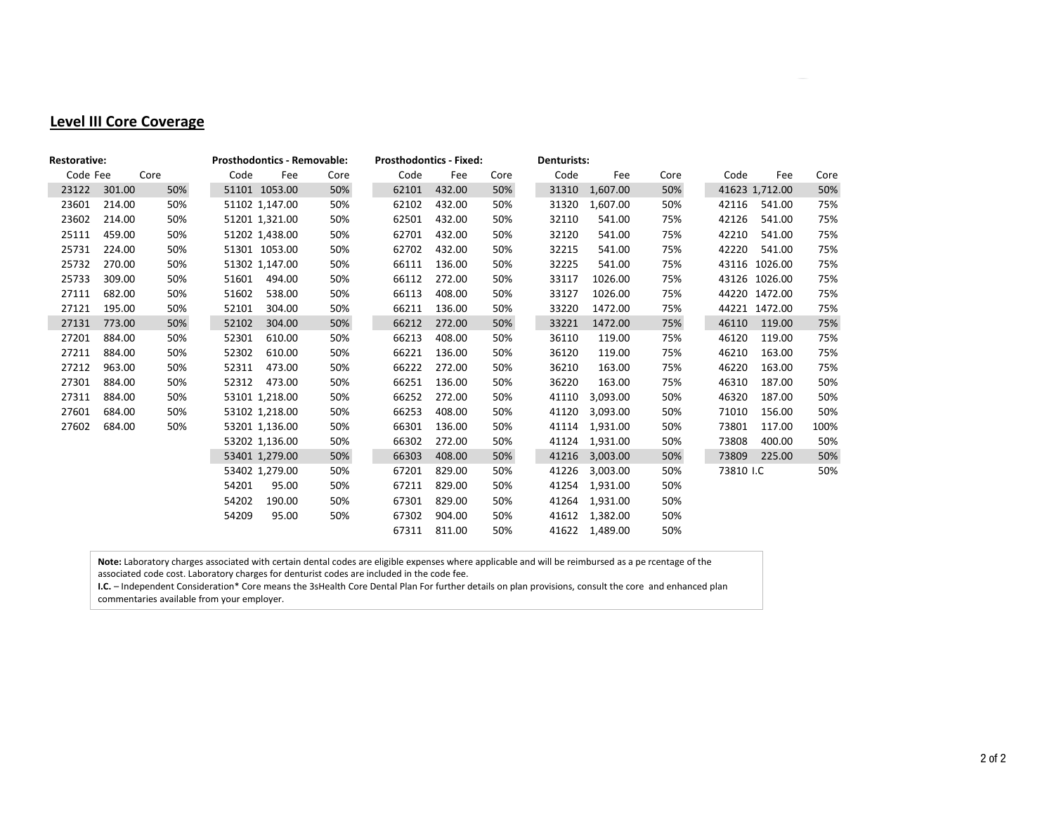## Level III Core Coverage

**Restorative:**

| Code | Fee | Core |
|---|---|---|
| 23122 | 301.00 | 50% |
| 23601 | 214.00 | 50% |
| 23602 | 214.00 | 50% |
| 25111 | 459.00 | 50% |
| 25731 | 224.00 | 50% |
| 25732 | 270.00 | 50% |
| 25733 | 309.00 | 50% |
| 27111 | 682.00 | 50% |
| 27121 | 195.00 | 50% |
| 27131 | 773.00 | 50% |
| 27201 | 884.00 | 50% |
| 27211 | 884.00 | 50% |
| 27212 | 963.00 | 50% |
| 27301 | 884.00 | 50% |
| 27311 | 884.00 | 50% |
| 27601 | 684.00 | 50% |
| 27602 | 684.00 | 50% |

**Prosthodontics - Removable:**

| Code | Fee | Core |
|---|---|---|
| 51101 | 1053.00 | 50% |
| 51102 | 1,147.00 | 50% |
| 51201 | 1,321.00 | 50% |
| 51202 | 1,438.00 | 50% |
| 51301 | 1053.00 | 50% |
| 51302 | 1,147.00 | 50% |
| 51601 | 494.00 | 50% |
| 51602 | 538.00 | 50% |
| 52101 | 304.00 | 50% |
| 52102 | 304.00 | 50% |
| 52301 | 610.00 | 50% |
| 52302 | 610.00 | 50% |
| 52311 | 473.00 | 50% |
| 52312 | 473.00 | 50% |
| 53101 | 1,218.00 | 50% |
| 53102 | 1,218.00 | 50% |
| 53201 | 1,136.00 | 50% |
| 53202 | 1,136.00 | 50% |
| 53401 | 1,279.00 | 50% |
| 53402 | 1,279.00 | 50% |
| 54201 | 95.00 | 50% |
| 54202 | 190.00 | 50% |
| 54209 | 95.00 | 50% |

**Prosthodontics - Fixed:**

| Code | Fee | Core |
|---|---|---|
| 62101 | 432.00 | 50% |
| 62102 | 432.00 | 50% |
| 62501 | 432.00 | 50% |
| 62701 | 432.00 | 50% |
| 62702 | 432.00 | 50% |
| 66111 | 136.00 | 50% |
| 66112 | 272.00 | 50% |
| 66113 | 408.00 | 50% |
| 66211 | 136.00 | 50% |
| 66212 | 272.00 | 50% |
| 66213 | 408.00 | 50% |
| 66221 | 136.00 | 50% |
| 66222 | 272.00 | 50% |
| 66251 | 136.00 | 50% |
| 66252 | 272.00 | 50% |
| 66253 | 408.00 | 50% |
| 66301 | 136.00 | 50% |
| 66302 | 272.00 | 50% |
| 66303 | 408.00 | 50% |
| 67201 | 829.00 | 50% |
| 67211 | 829.00 | 50% |
| 67301 | 829.00 | 50% |
| 67302 | 904.00 | 50% |
| 67311 | 811.00 | 50% |

**Denturists:**

| Code | Fee | Core |
|---|---|---|
| 31310 | 1,607.00 | 50% |
| 31320 | 1,607.00 | 50% |
| 32110 | 541.00 | 75% |
| 32120 | 541.00 | 75% |
| 32215 | 541.00 | 75% |
| 32225 | 541.00 | 75% |
| 33117 | 1026.00 | 75% |
| 33127 | 1026.00 | 75% |
| 33220 | 1472.00 | 75% |
| 33221 | 1472.00 | 75% |
| 36110 | 119.00 | 75% |
| 36120 | 119.00 | 75% |
| 36210 | 163.00 | 75% |
| 36220 | 163.00 | 75% |
| 41110 | 3,093.00 | 50% |
| 41120 | 3,093.00 | 50% |
| 41114 | 1,931.00 | 50% |
| 41124 | 1,931.00 | 50% |
| 41216 | 3,003.00 | 50% |
| 41226 | 3,003.00 | 50% |
| 41254 | 1,931.00 | 50% |
| 41264 | 1,931.00 | 50% |
| 41612 | 1,382.00 | 50% |
| 41622 | 1,489.00 | 50% |
| 41623 | 1,712.00 | 50% |
| 42116 | 541.00 | 75% |
| 42126 | 541.00 | 75% |
| 42210 | 541.00 | 75% |
| 42220 | 541.00 | 75% |
| 43116 | 1026.00 | 75% |
| 43126 | 1026.00 | 75% |
| 44220 | 1472.00 | 75% |
| 44221 | 1472.00 | 75% |
| 46110 | 119.00 | 75% |
| 46120 | 119.00 | 75% |
| 46210 | 163.00 | 75% |
| 46220 | 163.00 | 75% |
| 46310 | 187.00 | 50% |
| 46320 | 187.00 | 50% |
| 71010 | 156.00 | 50% |
| 73801 | 117.00 | 100% |
| 73808 | 400.00 | 50% |
| 73809 | 225.00 | 50% |
| 73810 | I.C | 50% |

**Note:** Laboratory charges associated with certain dental codes are eligible expenses where applicable and will be reimbursed as a pe rcentage of the associated code cost. Laboratory charges for denturist codes are included in the code fee.
**I.C.** – Independent Consideration* Core means the 3sHealth Core Dental Plan For further details on plan provisions, consult the core and enhanced plan commentaries available from your employer.